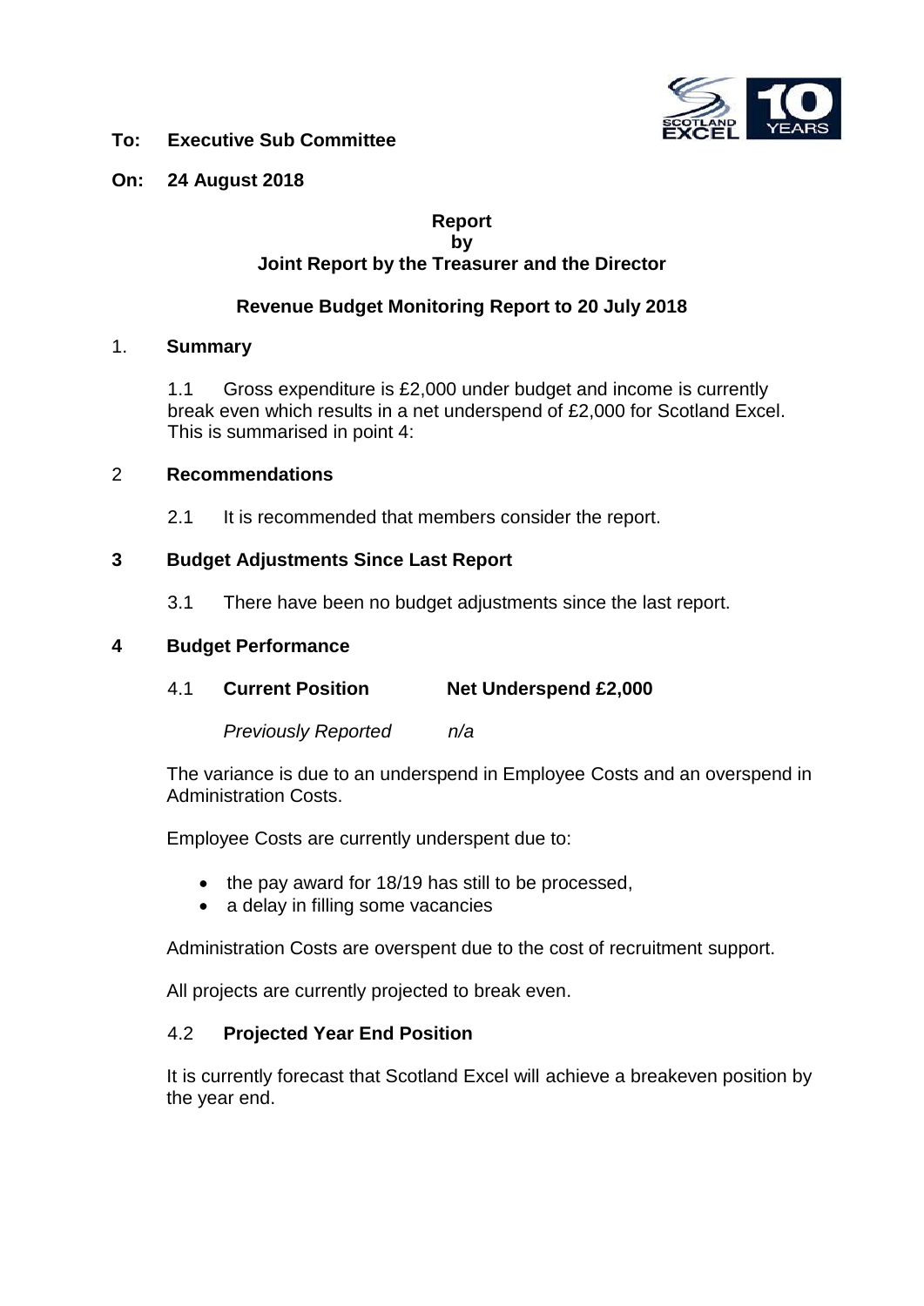**To: Executive Sub Committee**

**On: 24 August 2018**

**Report**
**by**
**Joint Report by the Treasurer and the Director**

**Revenue Budget Monitoring Report to 20 July 2018**

## 1. Summary

1.1 Gross expenditure is £2,000 under budget and income is currently break even which results in a net underspend of £2,000 for Scotland Excel. This is summarised in point 4:

## 2 Recommendations

2.1 It is recommended that members consider the report.

## 3 Budget Adjustments Since Last Report

3.1 There have been no budget adjustments since the last report.

## 4 Budget Performance

4.1 **Current Position** **Net Underspend £2,000**

*Previously Reported* *n/a*

The variance is due to an underspend in Employee Costs and an overspend in Administration Costs.

Employee Costs are currently underspent due to:

- the pay award for 18/19 has still to be processed,
- a delay in filling some vacancies

Administration Costs are overspent due to the cost of recruitment support.

All projects are currently projected to break even.

4.2 **Projected Year End Position**

It is currently forecast that Scotland Excel will achieve a breakeven position by the year end.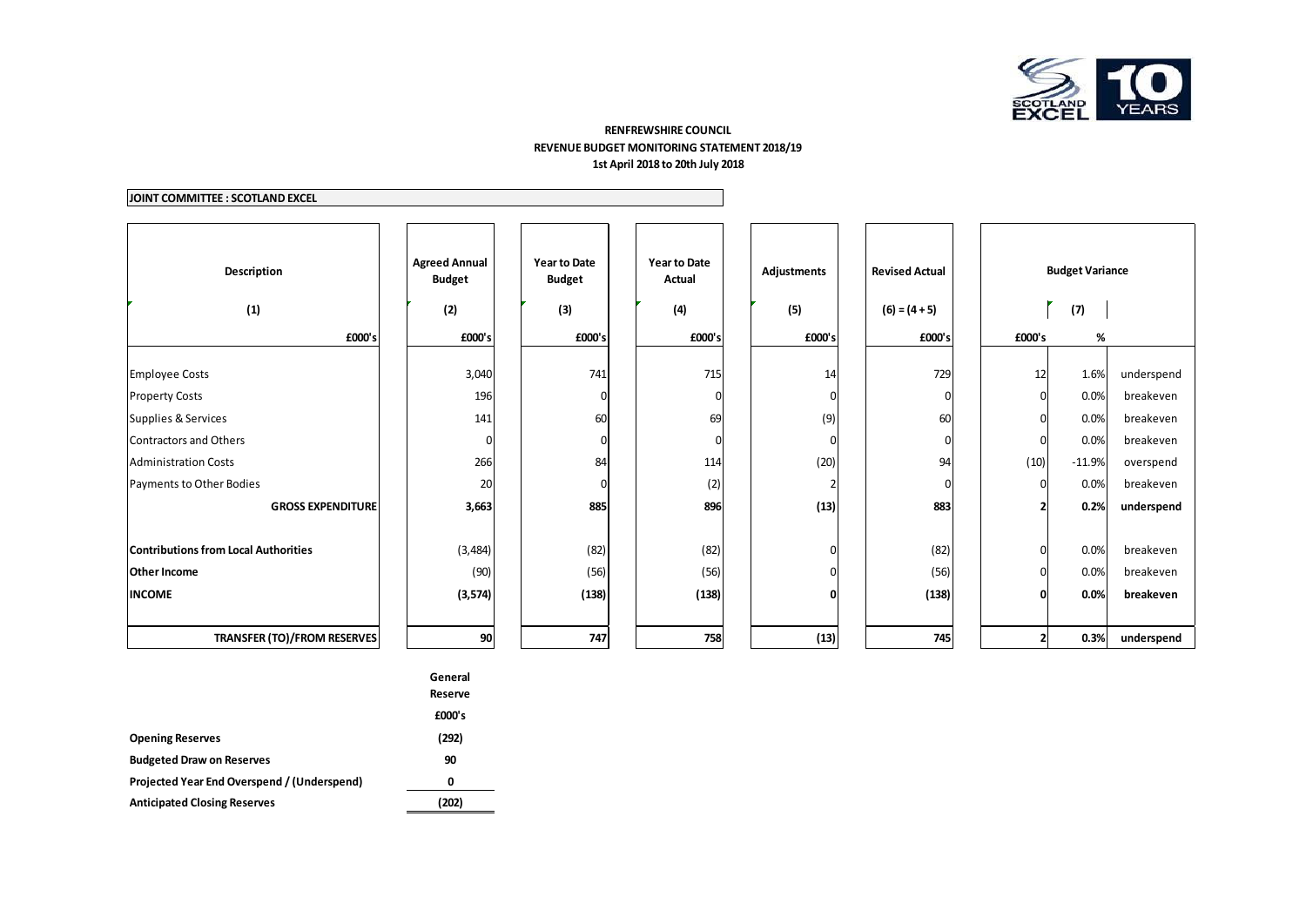**RENFREWSHIRE COUNCIL**
**REVENUE BUDGET MONITORING STATEMENT 2018/19**
**1st April 2018 to 20th July 2018**

**JOINT COMMITTEE : SCOTLAND EXCEL**

| Description | Agreed Annual Budget | Year to Date Budget | Year to Date Actual | Adjustments | Revised Actual | Budget Variance | | |
|---|---|---|---|---|---|---|---|---|
| (1) | (2) | (3) | (4) | (5) | (6) = (4 + 5) | (7) | | |
| £000's | £000's | £000's | £000's | £000's | £000's | £000's | % | |
| Employee Costs | 3,040 | 741 | 715 | 14 | 729 | 12 | 1.6% | underspend |
| Property Costs | 196 | 0 | 0 | 0 | 0 | 0 | 0.0% | breakeven |
| Supplies & Services | 141 | 60 | 69 | (9) | 60 | 0 | 0.0% | breakeven |
| Contractors and Others | 0 | 0 | 0 | 0 | 0 | 0 | 0.0% | breakeven |
| Administration Costs | 266 | 84 | 114 | (20) | 94 | (10) | -11.9% | overspend |
| Payments to Other Bodies | 20 | 0 | (2) | 2 | 0 | 0 | 0.0% | breakeven |
| **GROSS EXPENDITURE** | **3,663** | **885** | **896** | **(13)** | **883** | **2** | **0.2%** | **underspend** |
| **Contributions from Local Authorities** | (3,484) | (82) | (82) | 0 | (82) | 0 | 0.0% | breakeven |
| **Other Income** | (90) | (56) | (56) | 0 | (56) | 0 | 0.0% | breakeven |
| **INCOME** | **(3,574)** | **(138)** | **(138)** | **0** | **(138)** | **0** | **0.0%** | **breakeven** |
| **TRANSFER (TO)/FROM RESERVES** | **90** | **747** | **758** | **(13)** | **745** | **2** | **0.3%** | **underspend** |

| | General Reserve £000's |
|---|---|
| **Opening Reserves** | **(292)** |
| **Budgeted Draw on Reserves** | **90** |
| **Projected Year End Overspend / (Underspend)** | **0** |
| **Anticipated Closing Reserves** | **(202)** |